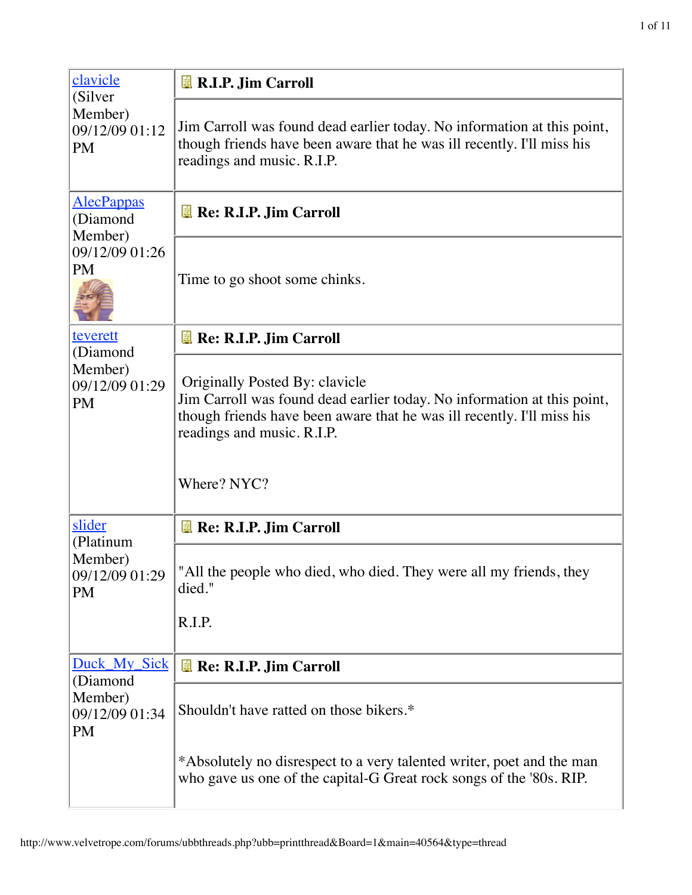| | |
|---|---|
| clavicle (Silver Member) 09/12/09 01:12 PM | **R.I.P. Jim Carroll**<br><br>Jim Carroll was found dead earlier today. No information at this point, though friends have been aware that he was ill recently. I'll miss his readings and music. R.I.P. |
| AlecPappas (Diamond Member) 09/12/09 01:26 PM | **Re: R.I.P. Jim Carroll**<br><br>Time to go shoot some chinks. |
| teverett (Diamond Member) 09/12/09 01:29 PM | **Re: R.I.P. Jim Carroll**<br><br>Originally Posted By: clavicle<br>Jim Carroll was found dead earlier today. No information at this point, though friends have been aware that he was ill recently. I'll miss his readings and music. R.I.P.<br><br>Where? NYC? |
| slider (Platinum Member) 09/12/09 01:29 PM | **Re: R.I.P. Jim Carroll**<br><br>"All the people who died, who died. They were all my friends, they died."<br><br>R.I.P. |
| Duck_My_Sick (Diamond Member) 09/12/09 01:34 PM | **Re: R.I.P. Jim Carroll**<br><br>Shouldn't have ratted on those bikers.*<br><br>*Absolutely no disrespect to a very talented writer, poet and the man who gave us one of the capital-G Great rock songs of the '80s. RIP. |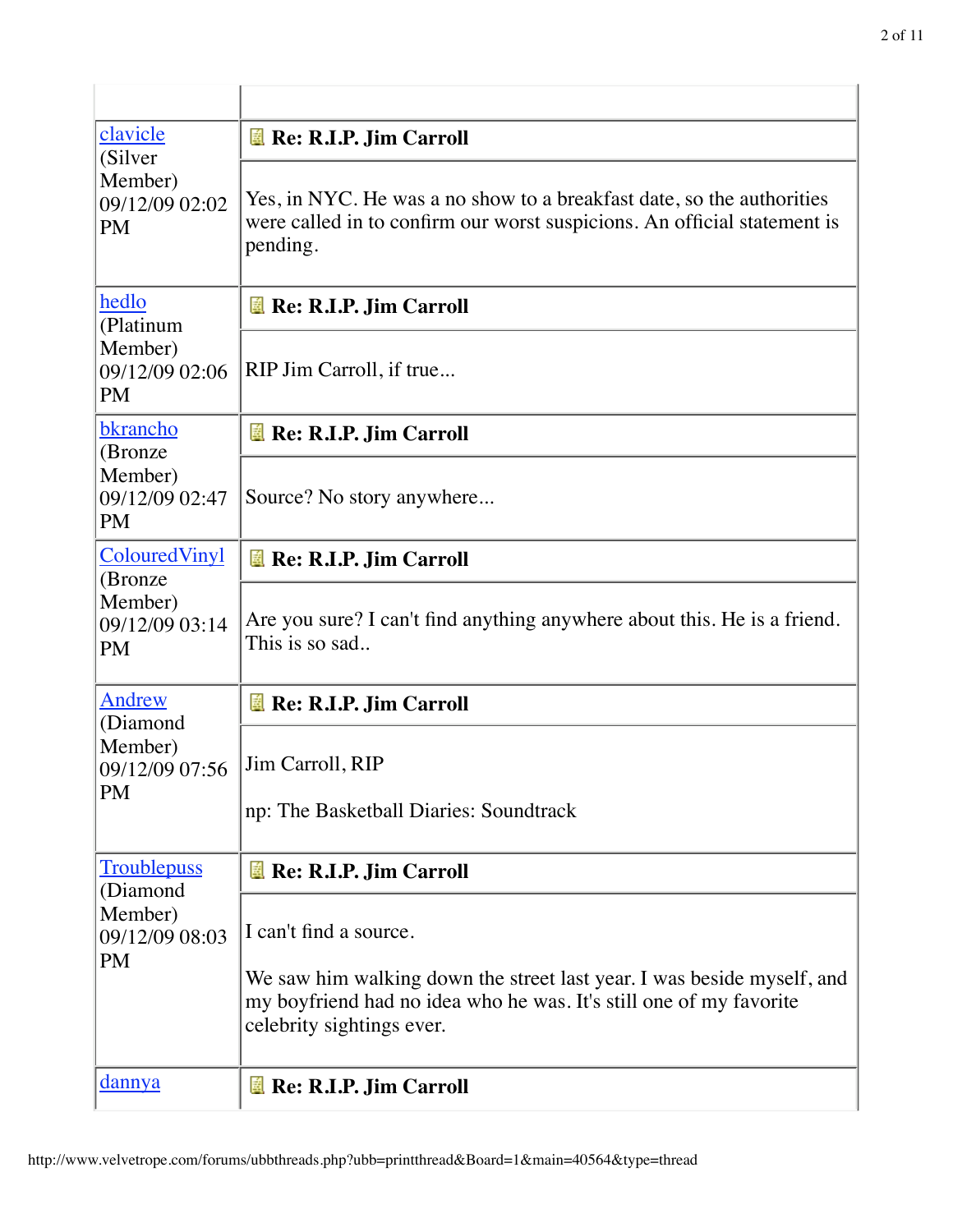| | |
|---|---|
| clavicle (Silver Member) 09/12/09 02:02 PM | **Re: R.I.P. Jim Carroll** |
| | Yes, in NYC. He was a no show to a breakfast date, so the authorities were called in to confirm our worst suspicions. An official statement is pending. |
| hedlo (Platinum Member) 09/12/09 02:06 PM | **Re: R.I.P. Jim Carroll** |
| | RIP Jim Carroll, if true... |
| bkrancho (Bronze Member) 09/12/09 02:47 PM | **Re: R.I.P. Jim Carroll** |
| | Source? No story anywhere... |
| ColouredVinyl (Bronze Member) 09/12/09 03:14 PM | **Re: R.I.P. Jim Carroll** |
| | Are you sure? I can't find anything anywhere about this. He is a friend. This is so sad.. |
| Andrew (Diamond Member) 09/12/09 07:56 PM | **Re: R.I.P. Jim Carroll** |
| | Jim Carroll, RIP<br><br>np: The Basketball Diaries: Soundtrack |
| Troublepuss (Diamond Member) 09/12/09 08:03 PM | **Re: R.I.P. Jim Carroll** |
| | I can't find a source.<br><br>We saw him walking down the street last year. I was beside myself, and my boyfriend had no idea who he was. It's still one of my favorite celebrity sightings ever. |
| dannya | **Re: R.I.P. Jim Carroll** |

http://www.velvetrope.com/forums/ubbthreads.php?ubb=printthread&Board=1&main=40564&type=thread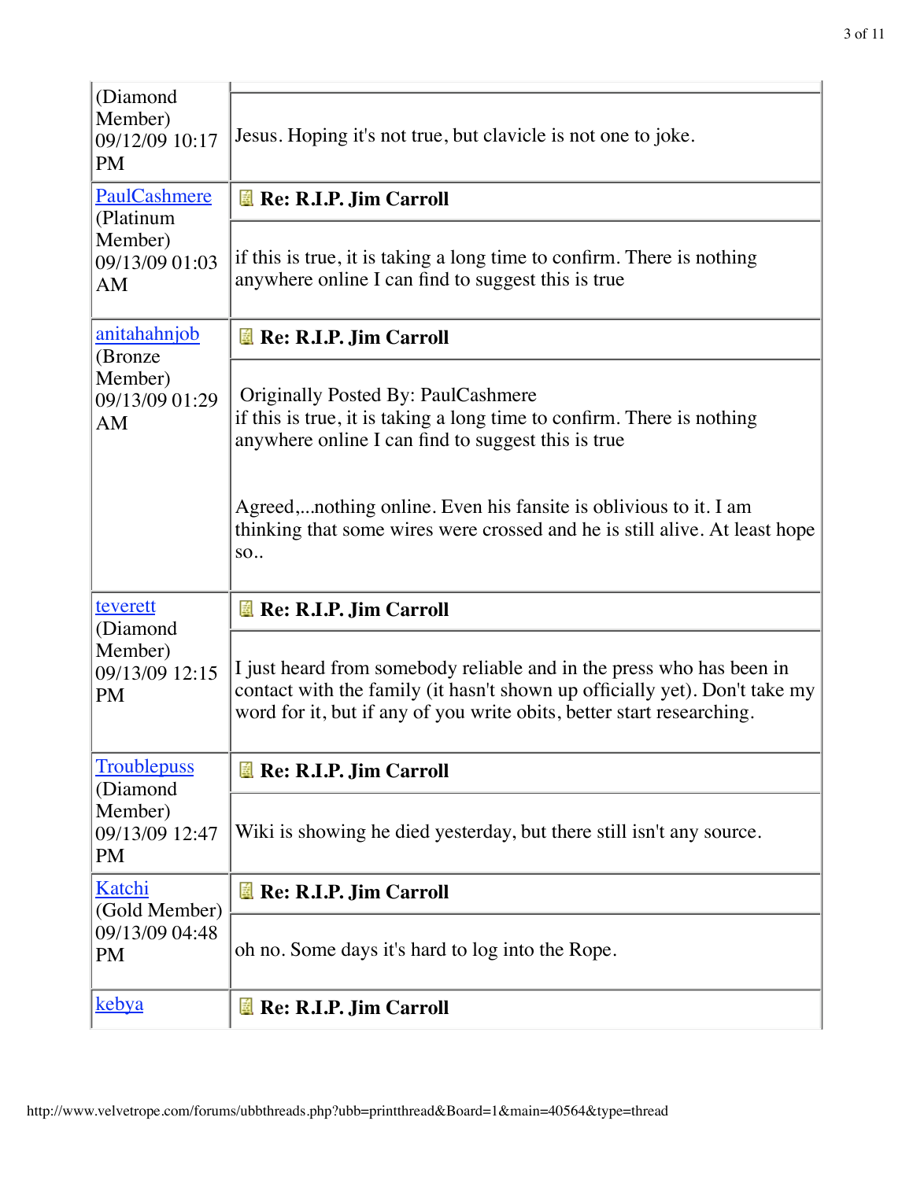| | |
|---|---|
| (Diamond Member) 09/12/09 10:17 PM | Jesus. Hoping it's not true, but clavicle is not one to joke. |
| [PaulCashmere](#) (Platinum Member) 09/13/09 01:03 AM | **Re: R.I.P. Jim Carroll** |
| | if this is true, it is taking a long time to confirm. There is nothing anywhere online I can find to suggest this is true |
| [anitahahnjob](#) (Bronze Member) 09/13/09 01:29 AM | **Re: R.I.P. Jim Carroll** |
| | Originally Posted By: PaulCashmere<br>if this is true, it is taking a long time to confirm. There is nothing anywhere online I can find to suggest this is true<br><br>Agreed,...nothing online. Even his fansite is oblivious to it. I am thinking that some wires were crossed and he is still alive. At least hope so.. |
| [teverett](#) (Diamond Member) 09/13/09 12:15 PM | **Re: R.I.P. Jim Carroll** |
| | I just heard from somebody reliable and in the press who has been in contact with the family (it hasn't shown up officially yet). Don't take my word for it, but if any of you write obits, better start researching. |
| [Troublepuss](#) (Diamond Member) 09/13/09 12:47 PM | **Re: R.I.P. Jim Carroll** |
| | Wiki is showing he died yesterday, but there still isn't any source. |
| [Katchi](#) (Gold Member) 09/13/09 04:48 PM | **Re: R.I.P. Jim Carroll** |
| | oh no. Some days it's hard to log into the Rope. |
| [kebya](#) | **Re: R.I.P. Jim Carroll** |

http://www.velvetrope.com/forums/ubbthreads.php?ubb=printthread&Board=1&main=40564&type=thread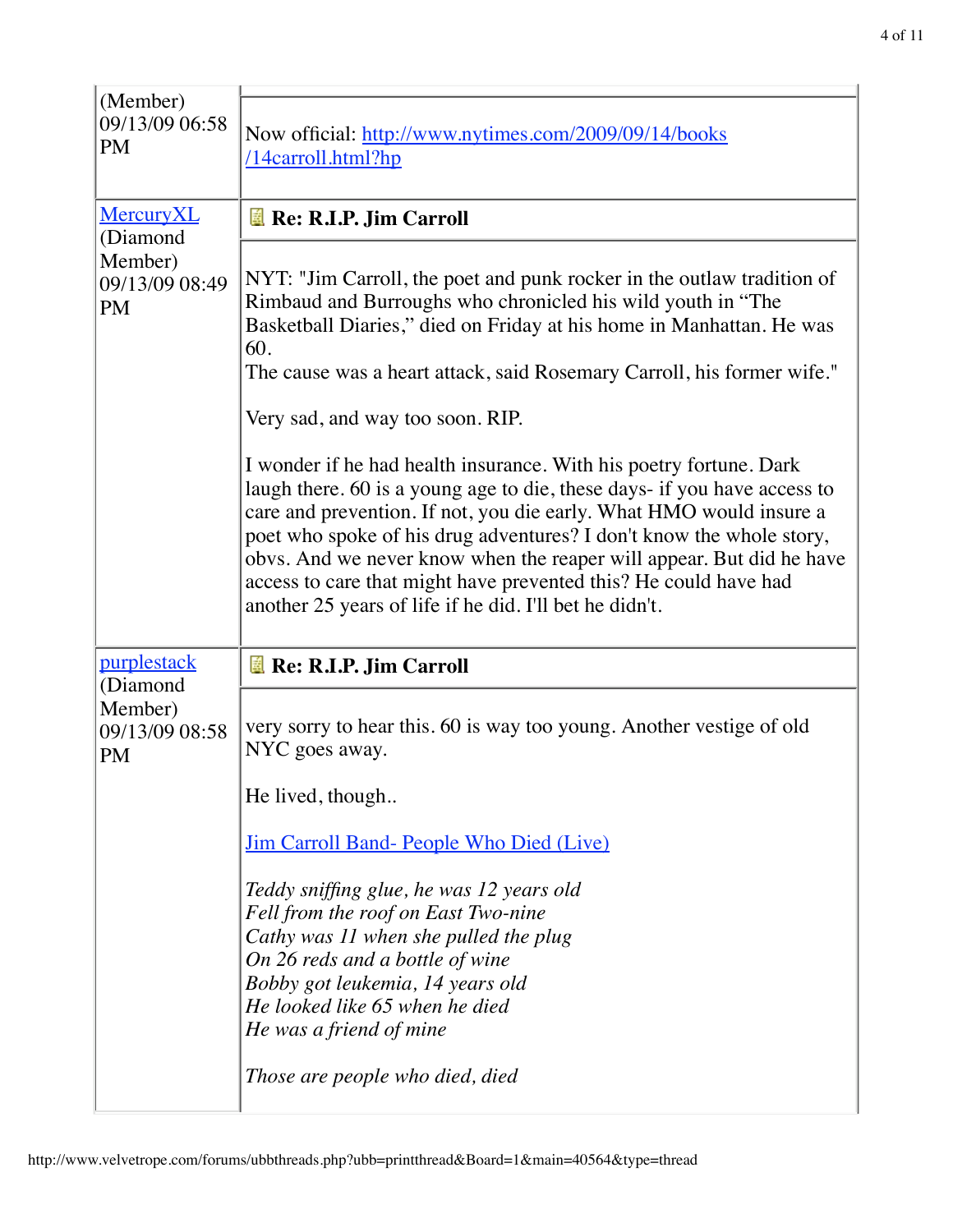(Member)
09/13/09 06:58 PM

Now official: [http://www.nytimes.com/2009/09/14/books/14carroll.html?hp](http://www.nytimes.com/2009/09/14/books/14carroll.html?hp)

---

[MercuryXL](#)
(Diamond Member)
09/13/09 08:49 PM

**Re: R.I.P. Jim Carroll**

NYT: "Jim Carroll, the poet and punk rocker in the outlaw tradition of Rimbaud and Burroughs who chronicled his wild youth in "The Basketball Diaries," died on Friday at his home in Manhattan. He was 60.
The cause was a heart attack, said Rosemary Carroll, his former wife."

Very sad, and way too soon. RIP.

I wonder if he had health insurance. With his poetry fortune. Dark laugh there. 60 is a young age to die, these days- if you have access to care and prevention. If not, you die early. What HMO would insure a poet who spoke of his drug adventures? I don't know the whole story, obvs. And we never know when the reaper will appear. But did he have access to care that might have prevented this? He could have had another 25 years of life if he did. I'll bet he didn't.

---

[purplestack](#)
(Diamond Member)
09/13/09 08:58 PM

**Re: R.I.P. Jim Carroll**

very sorry to hear this. 60 is way too young. Another vestige of old NYC goes away.

He lived, though..

[Jim Carroll Band- People Who Died (Live)](#)

*Teddy sniffing glue, he was 12 years old*
*Fell from the roof on East Two-nine*
*Cathy was 11 when she pulled the plug*
*On 26 reds and a bottle of wine*
*Bobby got leukemia, 14 years old*
*He looked like 65 when he died*
*He was a friend of mine*

*Those are people who died, died*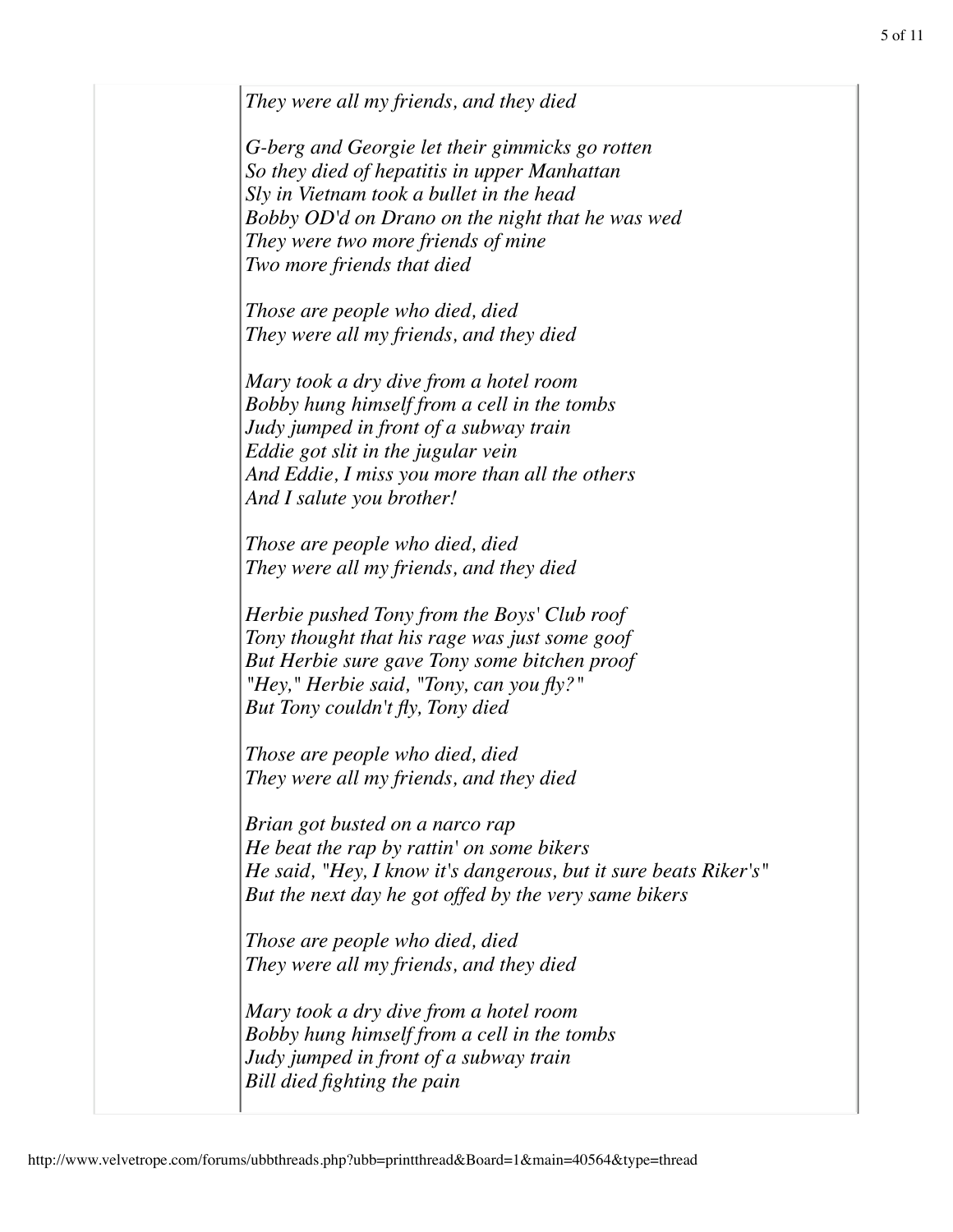*They were all my friends, and they died*

*G-berg and Georgie let their gimmicks go rotten*
*So they died of hepatitis in upper Manhattan*
*Sly in Vietnam took a bullet in the head*
*Bobby OD'd on Drano on the night that he was wed*
*They were two more friends of mine*
*Two more friends that died*

*Those are people who died, died*
*They were all my friends, and they died*

*Mary took a dry dive from a hotel room*
*Bobby hung himself from a cell in the tombs*
*Judy jumped in front of a subway train*
*Eddie got slit in the jugular vein*
*And Eddie, I miss you more than all the others*
*And I salute you brother!*

*Those are people who died, died*
*They were all my friends, and they died*

*Herbie pushed Tony from the Boys' Club roof*
*Tony thought that his rage was just some goof*
*But Herbie sure gave Tony some bitchen proof*
*"Hey," Herbie said, "Tony, can you fly?"*
*But Tony couldn't fly, Tony died*

*Those are people who died, died*
*They were all my friends, and they died*

*Brian got busted on a narco rap*
*He beat the rap by rattin' on some bikers*
*He said, "Hey, I know it's dangerous, but it sure beats Riker's"*
*But the next day he got offed by the very same bikers*

*Those are people who died, died*
*They were all my friends, and they died*

*Mary took a dry dive from a hotel room*
*Bobby hung himself from a cell in the tombs*
*Judy jumped in front of a subway train*
*Bill died fighting the pain*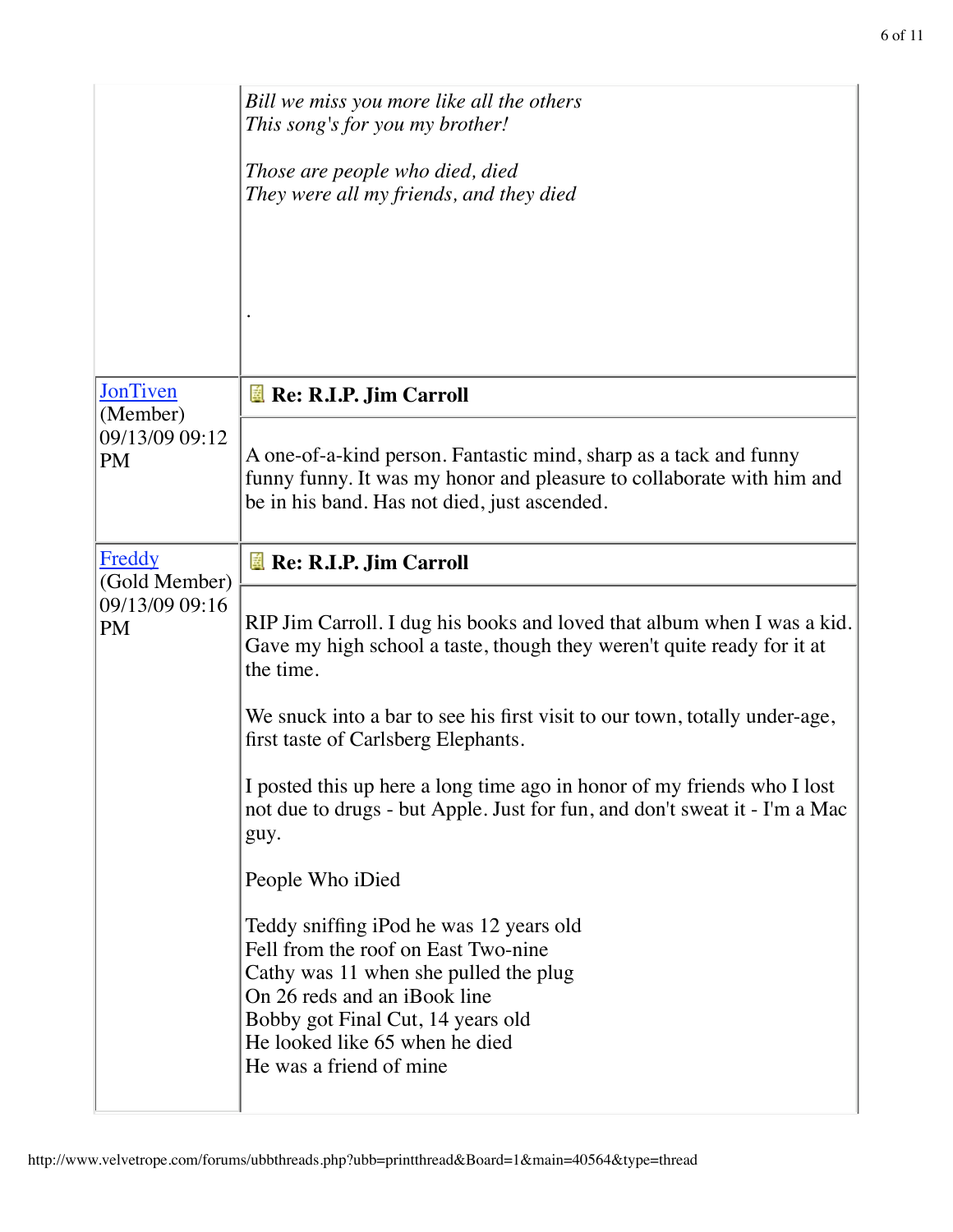*Bill we miss you more like all the others*
*This song's for you my brother!*

*Those are people who died, died*
*They were all my friends, and they died*

.

| | |
|---|---|
| JonTiven (Member) 09/13/09 09:12 PM | **Re: R.I.P. Jim Carroll** |
| | A one-of-a-kind person. Fantastic mind, sharp as a tack and funny funny funny. It was my honor and pleasure to collaborate with him and be in his band. Has not died, just ascended. |
| Freddy (Gold Member) 09/13/09 09:16 PM | **Re: R.I.P. Jim Carroll** |
| | RIP Jim Carroll. I dug his books and loved that album when I was a kid. Gave my high school a taste, though they weren't quite ready for it at the time.<br><br>We snuck into a bar to see his first visit to our town, totally under-age, first taste of Carlsberg Elephants.<br><br>I posted this up here a long time ago in honor of my friends who I lost not due to drugs - but Apple. Just for fun, and don't sweat it - I'm a Mac guy.<br><br>People Who iDied<br><br>Teddy sniffing iPod he was 12 years old<br>Fell from the roof on East Two-nine<br>Cathy was 11 when she pulled the plug<br>On 26 reds and an iBook line<br>Bobby got Final Cut, 14 years old<br>He looked like 65 when he died<br>He was a friend of mine |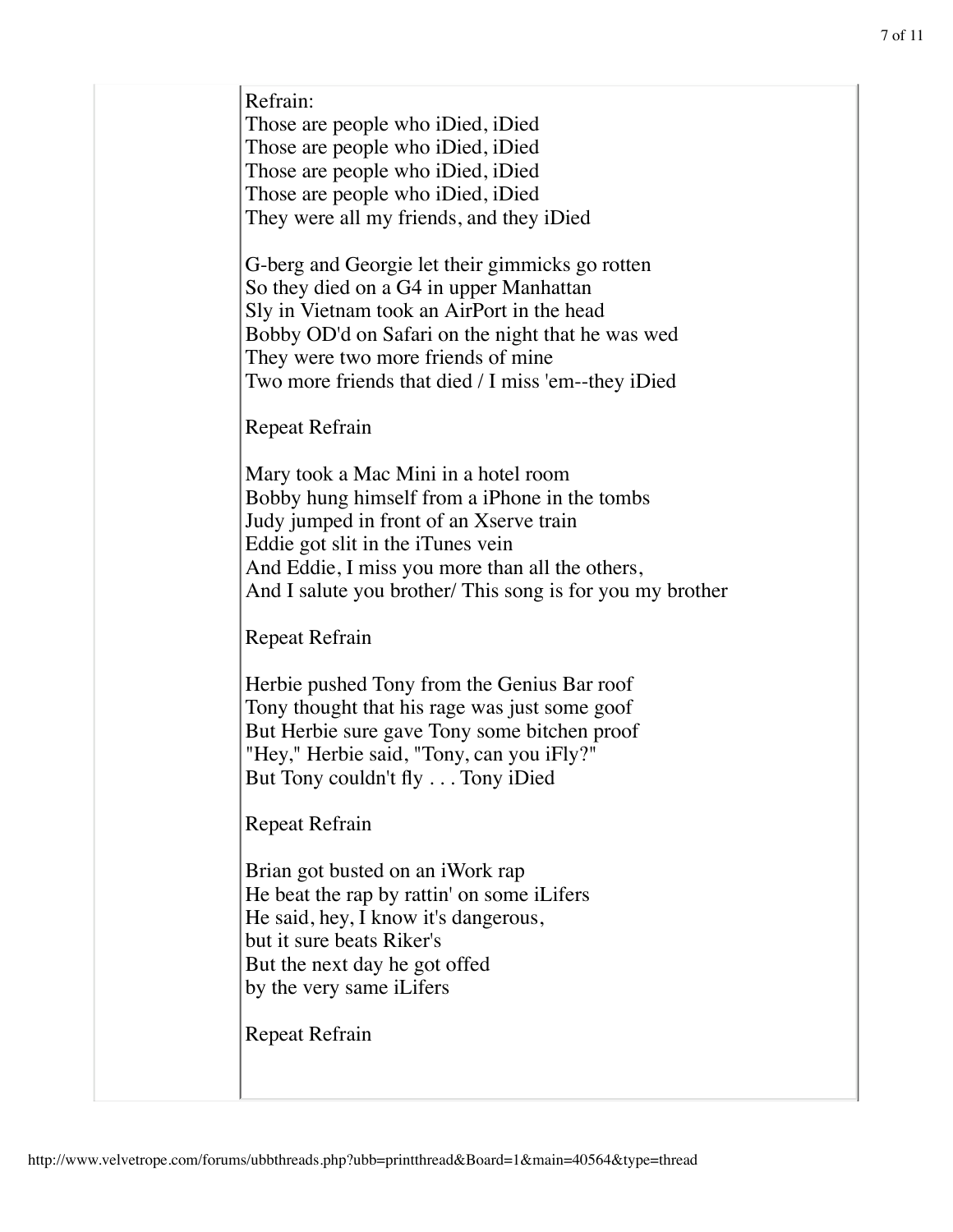Refrain:
Those are people who iDied, iDied
Those are people who iDied, iDied
Those are people who iDied, iDied
Those are people who iDied, iDied
They were all my friends, and they iDied

G-berg and Georgie let their gimmicks go rotten
So they died on a G4 in upper Manhattan
Sly in Vietnam took an AirPort in the head
Bobby OD'd on Safari on the night that he was wed
They were two more friends of mine
Two more friends that died / I miss 'em--they iDied

Repeat Refrain

Mary took a Mac Mini in a hotel room
Bobby hung himself from a iPhone in the tombs
Judy jumped in front of an Xserve train
Eddie got slit in the iTunes vein
And Eddie, I miss you more than all the others,
And I salute you brother/ This song is for you my brother

Repeat Refrain

Herbie pushed Tony from the Genius Bar roof
Tony thought that his rage was just some goof
But Herbie sure gave Tony some bitchen proof
"Hey," Herbie said, "Tony, can you iFly?"
But Tony couldn't fly . . . Tony iDied

Repeat Refrain

Brian got busted on an iWork rap
He beat the rap by rattin' on some iLifers
He said, hey, I know it's dangerous,
but it sure beats Riker's
But the next day he got offed
by the very same iLifers

Repeat Refrain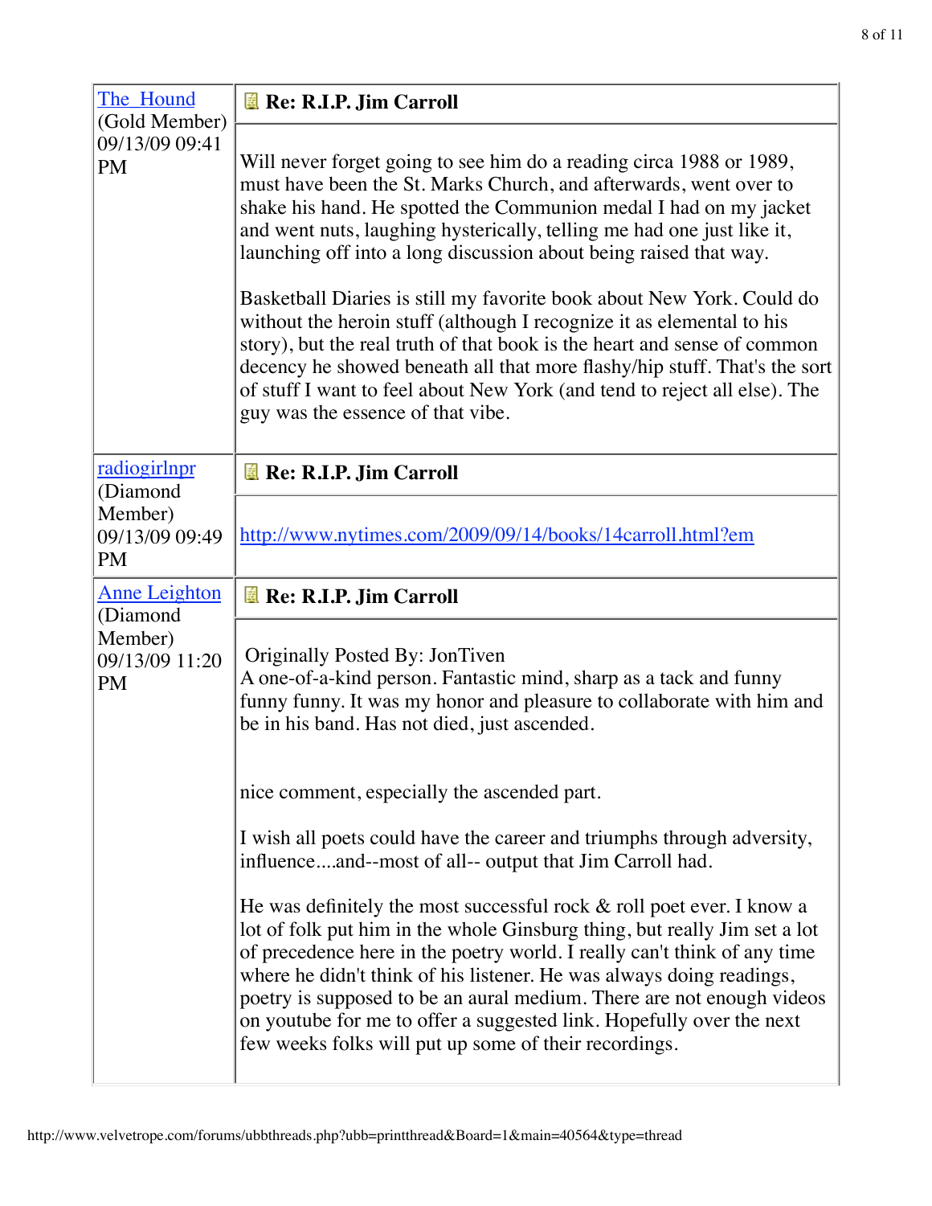| | |
|---|---|
| The_Hound (Gold Member) 09/13/09 09:41 PM | **Re: R.I.P. Jim Carroll** |
| | Will never forget going to see him do a reading circa 1988 or 1989, must have been the St. Marks Church, and afterwards, went over to shake his hand. He spotted the Communion medal I had on my jacket and went nuts, laughing hysterically, telling me had one just like it, launching off into a long discussion about being raised that way.<br><br>Basketball Diaries is still my favorite book about New York. Could do without the heroin stuff (although I recognize it as elemental to his story), but the real truth of that book is the heart and sense of common decency he showed beneath all that more flashy/hip stuff. That's the sort of stuff I want to feel about New York (and tend to reject all else). The guy was the essence of that vibe. |
| radiogirlnpr (Diamond Member) 09/13/09 09:49 PM | **Re: R.I.P. Jim Carroll** |
| | http://www.nytimes.com/2009/09/14/books/14carroll.html?em |
| Anne Leighton (Diamond Member) 09/13/09 11:20 PM | **Re: R.I.P. Jim Carroll** |
| | Originally Posted By: JonTiven<br>A one-of-a-kind person. Fantastic mind, sharp as a tack and funny funny funny. It was my honor and pleasure to collaborate with him and be in his band. Has not died, just ascended.<br><br>nice comment, especially the ascended part.<br><br>I wish all poets could have the career and triumphs through adversity, influence....and--most of all-- output that Jim Carroll had.<br><br>He was definitely the most successful rock & roll poet ever. I know a lot of folk put him in the whole Ginsburg thing, but really Jim set a lot of precedence here in the poetry world. I really can't think of any time where he didn't think of his listener. He was always doing readings, poetry is supposed to be an aural medium. There are not enough videos on youtube for me to offer a suggested link. Hopefully over the next few weeks folks will put up some of their recordings. |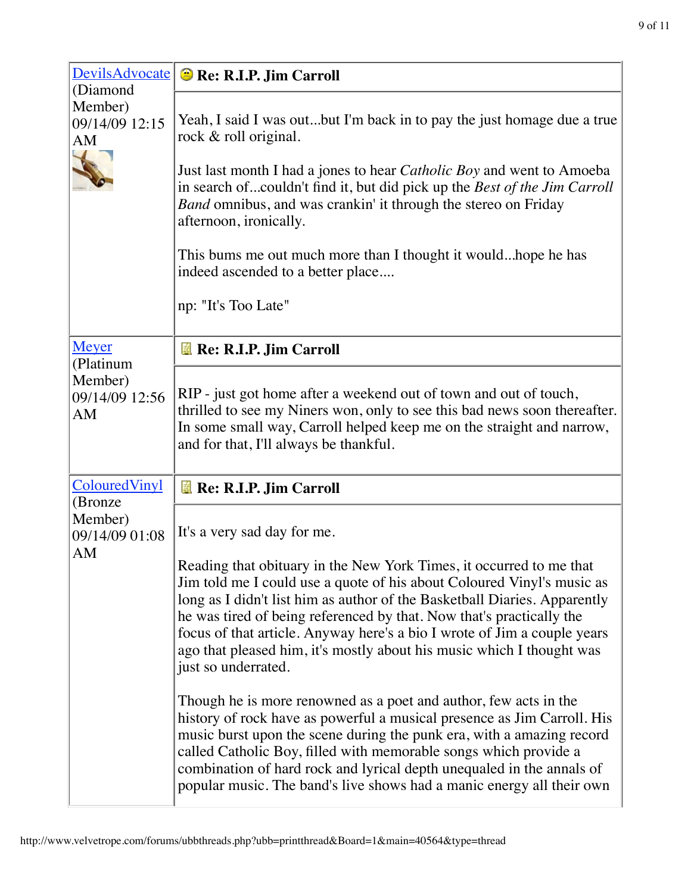| | |
|---|---|
| DevilsAdvocate<br>(Diamond Member)<br>09/14/09 12:15 AM | **Re: R.I.P. Jim Carroll**<br><br>Yeah, I said I was out...but I'm back in to pay the just homage due a true rock & roll original.<br><br>Just last month I had a jones to hear *Catholic Boy* and went to Amoeba in search of...couldn't find it, but did pick up the *Best of the Jim Carroll Band* omnibus, and was crankin' it through the stereo on Friday afternoon, ironically.<br><br>This bums me out much more than I thought it would...hope he has indeed ascended to a better place....<br><br>np: "It's Too Late" |
| Meyer<br>(Platinum Member)<br>09/14/09 12:56 AM | **Re: R.I.P. Jim Carroll**<br><br>RIP - just got home after a weekend out of town and out of touch, thrilled to see my Niners won, only to see this bad news soon thereafter. In some small way, Carroll helped keep me on the straight and narrow, and for that, I'll always be thankful. |
| ColouredVinyl<br>(Bronze Member)<br>09/14/09 01:08 AM | **Re: R.I.P. Jim Carroll**<br><br>It's a very sad day for me.<br><br>Reading that obituary in the New York Times, it occurred to me that Jim told me I could use a quote of his about Coloured Vinyl's music as long as I didn't list him as author of the Basketball Diaries. Apparently he was tired of being referenced by that. Now that's practically the focus of that article. Anyway here's a bio I wrote of Jim a couple years ago that pleased him, it's mostly about his music which I thought was just so underrated.<br><br>Though he is more renowned as a poet and author, few acts in the history of rock have as powerful a musical presence as Jim Carroll. His music burst upon the scene during the punk era, with a amazing record called Catholic Boy, filled with memorable songs which provide a combination of hard rock and lyrical depth unequaled in the annals of popular music. The band's live shows had a manic energy all their own |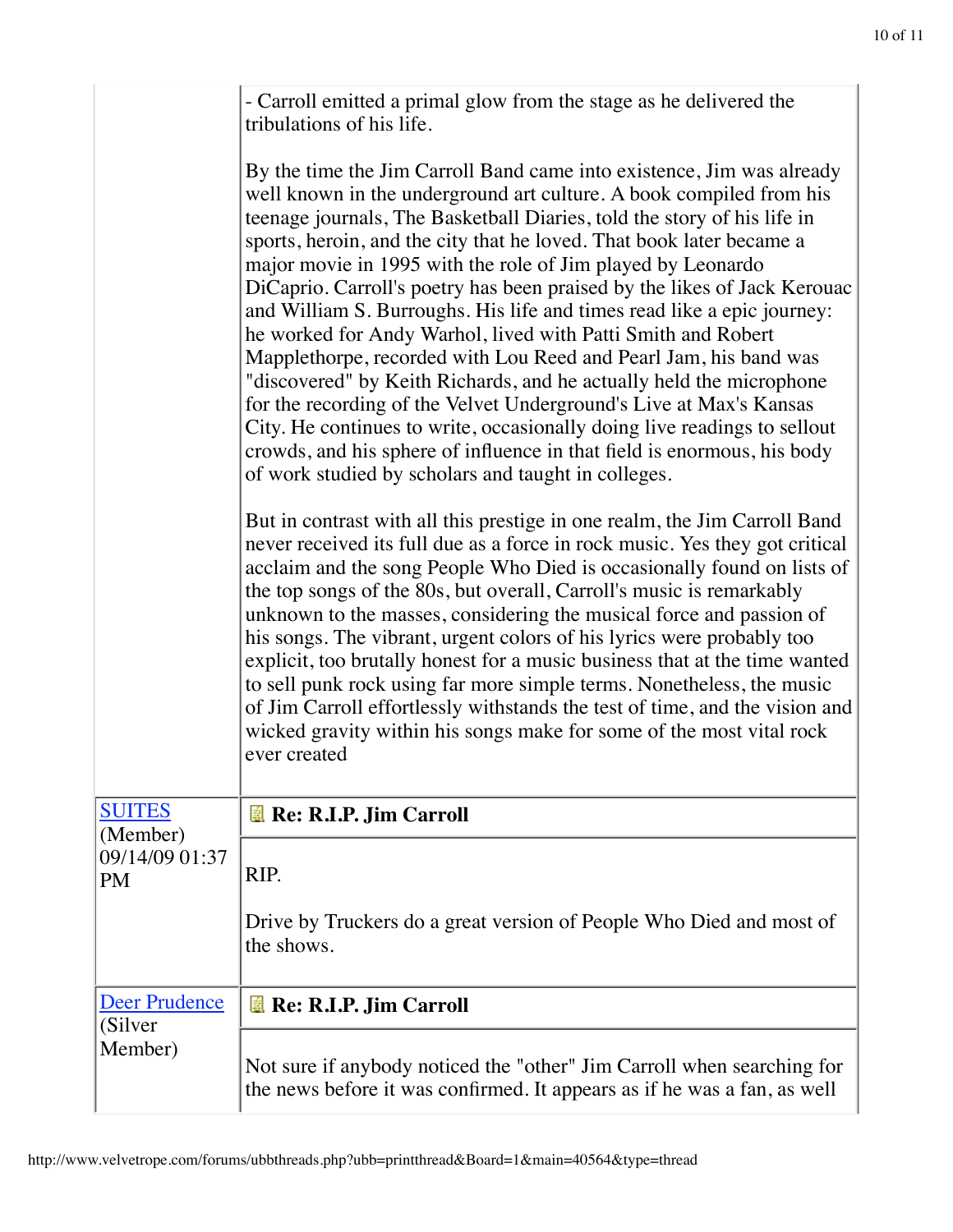- Carroll emitted a primal glow from the stage as he delivered the tribulations of his life.

By the time the Jim Carroll Band came into existence, Jim was already well known in the underground art culture. A book compiled from his teenage journals, The Basketball Diaries, told the story of his life in sports, heroin, and the city that he loved. That book later became a major movie in 1995 with the role of Jim played by Leonardo DiCaprio. Carroll's poetry has been praised by the likes of Jack Kerouac and William S. Burroughs. His life and times read like a epic journey: he worked for Andy Warhol, lived with Patti Smith and Robert Mapplethorpe, recorded with Lou Reed and Pearl Jam, his band was "discovered" by Keith Richards, and he actually held the microphone for the recording of the Velvet Underground's Live at Max's Kansas City. He continues to write, occasionally doing live readings to sellout crowds, and his sphere of influence in that field is enormous, his body of work studied by scholars and taught in colleges.

But in contrast with all this prestige in one realm, the Jim Carroll Band never received its full due as a force in rock music. Yes they got critical acclaim and the song People Who Died is occasionally found on lists of the top songs of the 80s, but overall, Carroll's music is remarkably unknown to the masses, considering the musical force and passion of his songs. The vibrant, urgent colors of his lyrics were probably too explicit, too brutally honest for a music business that at the time wanted to sell punk rock using far more simple terms. Nonetheless, the music of Jim Carroll effortlessly withstands the test of time, and the vision and wicked gravity within his songs make for some of the most vital rock ever created

---

[SUITES](#) (Member) 09/14/09 01:37 PM

**Re: R.I.P. Jim Carroll**

RIP.

Drive by Truckers do a great version of People Who Died and most of the shows.

---

[Deer Prudence](#) (Silver Member)

**Re: R.I.P. Jim Carroll**

Not sure if anybody noticed the "other" Jim Carroll when searching for the news before it was confirmed. It appears as if he was a fan, as well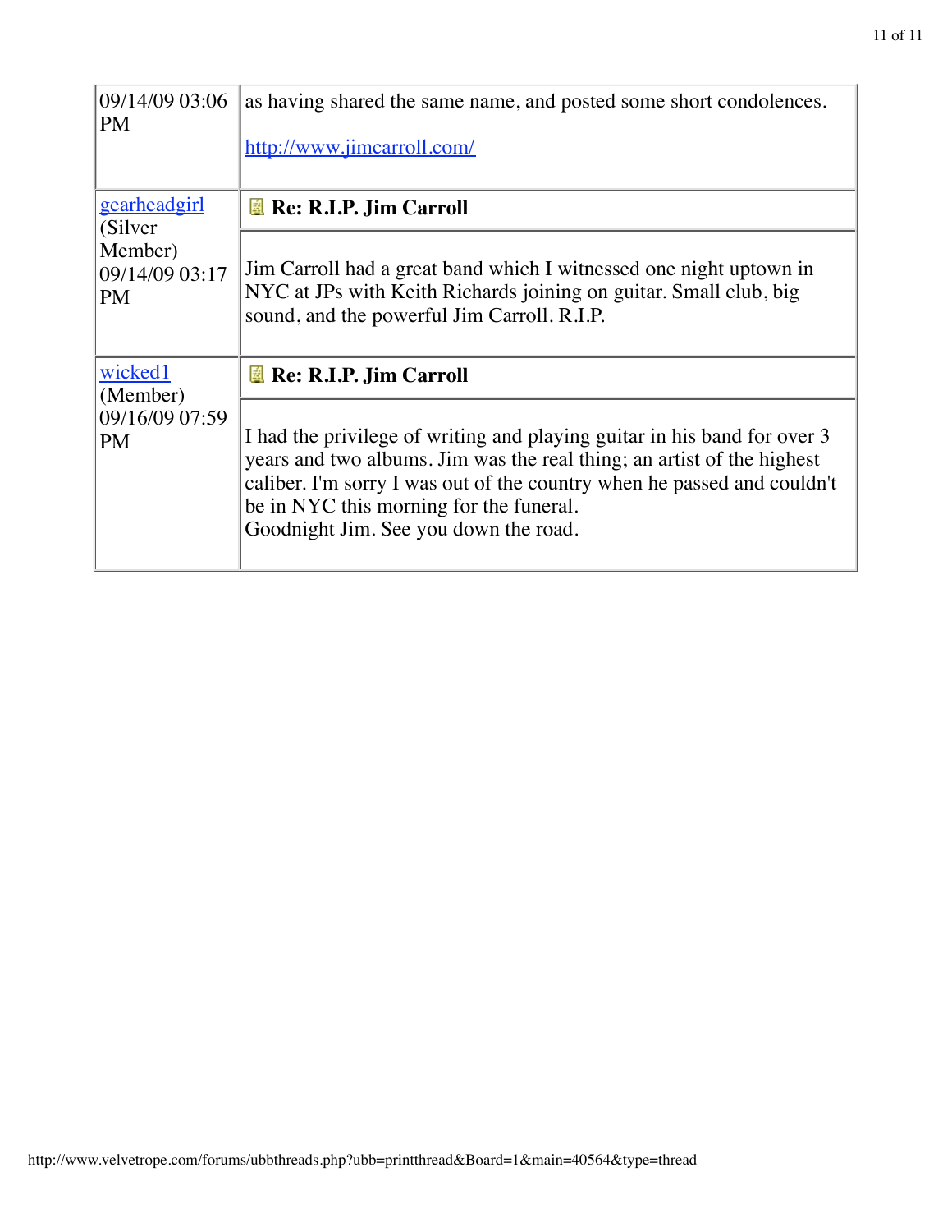| | |
|---|---|
| 09/14/09 03:06 PM | as having shared the same name, and posted some short condolences.<br><br>http://www.jimcarroll.com/ |
| gearheadgirl (Silver Member) 09/14/09 03:17 PM | **Re: R.I.P. Jim Carroll**<br><br>Jim Carroll had a great band which I witnessed one night uptown in NYC at JPs with Keith Richards joining on guitar. Small club, big sound, and the powerful Jim Carroll. R.I.P. |
| wicked1 (Member) 09/16/09 07:59 PM | **Re: R.I.P. Jim Carroll**<br><br>I had the privilege of writing and playing guitar in his band for over 3 years and two albums. Jim was the real thing; an artist of the highest caliber. I'm sorry I was out of the country when he passed and couldn't be in NYC this morning for the funeral.<br>Goodnight Jim. See you down the road. |